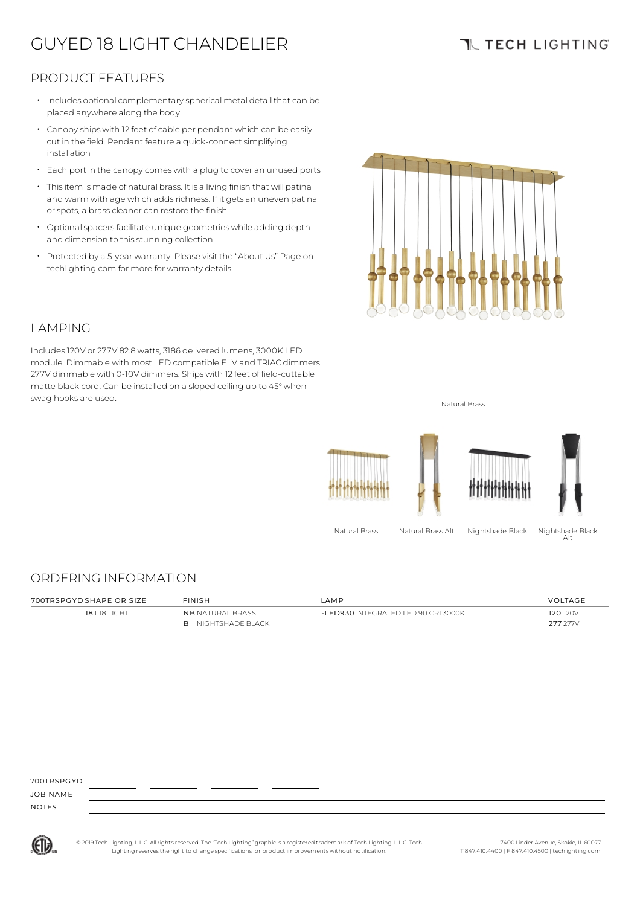# GUYED 18 LIGHT CHANDELIER

TECH LIGHTING

## PRODUCT FEATURES

- Includes optional complementary spherical metal detail that can be placed anywhere along the body
- Canopy ships with 12 feet of cable per pendant which can be easily cut in the field. Pendant feature a quick-connect simplifying installation
- Each port in the canopy comes with a plug to cover an unused ports
- This item is made of natural brass. It is a living finish that will patina and warm with age which adds richness. If it gets an uneven patina or spots, a brass cleaner can restore the finish
- Optional spacers facilitate unique geometries while adding depth and dimension to this stunning collection.
- Protected by a 5-year warranty. Please visit the "About Us" Page on techlighting.com for more for warranty details

Natural Brass

## LAMPING

Includes 120V or 277V 82.8 watts, 3186 delivered lumens, 3000K LED module. Dimmable with most LED compatible ELV and TRIAC dimmers. 277V dimmable with 0-10V dimmers. Ships with 12 feet of field-cuttable matte black cord. Can be installed on a sloped ceiling up to 45° when swag hooks are used.

Natural Brass | Natural Brass Alt | Nightshade Black | Nightshade Black Alt

## ORDERING INFORMATION

| 700TRSPGYD SHAPE OR SIZE | FINISH | LAMP | VOLTAGE |
|---|---|---|---|
| **18T** 18 LIGHT | **NB** NATURAL BRASS | **-LED930** INTEGRATED LED 90 CRI 3000K | **120** 120V |
| | **B** NIGHTSHADE BLACK | | **277** 277V |

700TRSPGYD \_\_\_\_\_\_\_\_ \_\_\_\_\_\_\_\_ \_\_\_\_\_\_\_\_ \_\_\_\_\_\_\_\_

JOB NAME

NOTES

© 2019 Tech Lighting, L.L.C. All rights reserved. The "Tech Lighting" graphic is a registered trademark of Tech Lighting, L.L.C. Tech Lighting reserves the right to change specifications for product improvements without notification.

7400 Linder Avenue, Skokie, IL 60077
T 847.410.4400 | F 847.410.4500 | techlighting.com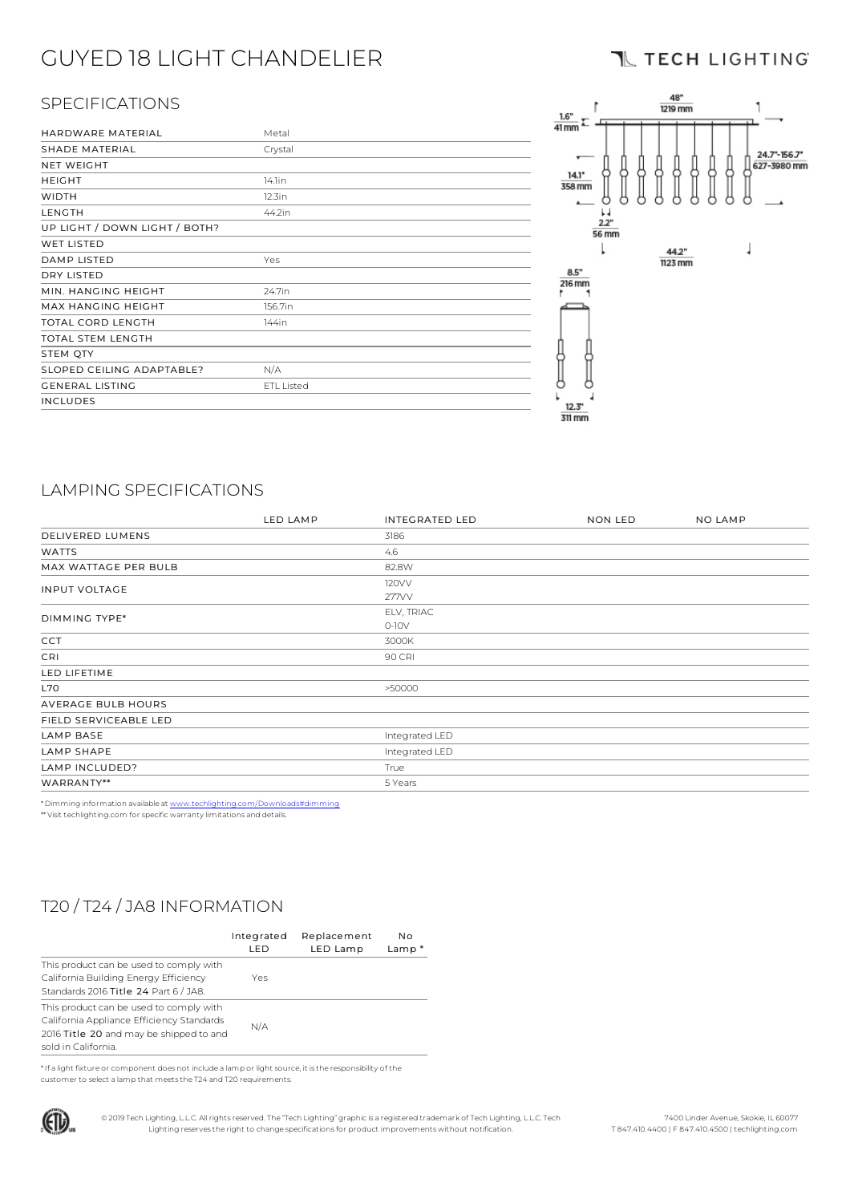# GUYED 18 LIGHT CHANDELIER

TECH LIGHTING

## SPECIFICATIONS

| | |
|---|---|
| HARDWARE MATERIAL | Metal |
| SHADE MATERIAL | Crystal |
| NET WEIGHT | |
| HEIGHT | 14.1in |
| WIDTH | 12.3in |
| LENGTH | 44.2in |
| UP LIGHT / DOWN LIGHT / BOTH? | |
| WET LISTED | |
| DAMP LISTED | Yes |
| DRY LISTED | |
| MIN. HANGING HEIGHT | 24.7in |
| MAX HANGING HEIGHT | 156.7in |
| TOTAL CORD LENGTH | 144in |
| TOTAL STEM LENGTH | |
| STEM QTY | |
| SLOPED CEILING ADAPTABLE? | N/A |
| GENERAL LISTING | ETL Listed |
| INCLUDES | |

48"
1219 mm
1.6"
41 mm
24.7"-156.7"
627-3980 mm
14.1"
358 mm
2.2"
56 mm
44.2"
1123 mm
8.5"
216 mm
12.3"
311 mm

## LAMPING SPECIFICATIONS

| | LED LAMP | INTEGRATED LED | NON LED | NO LAMP |
|---|---|---|---|---|
| DELIVERED LUMENS | | 3186 | | |
| WATTS | | 4.6 | | |
| MAX WATTAGE PER BULB | | 82.8W | | |
| INPUT VOLTAGE | | 120VV<br>277VV | | |
| DIMMING TYPE* | | ELV, TRIAC<br>0-10V | | |
| CCT | | 3000K | | |
| CRI | | 90 CRI | | |
| LED LIFETIME | | | | |
| L70 | | >50000 | | |
| AVERAGE BULB HOURS | | | | |
| FIELD SERVICEABLE LED | | | | |
| LAMP BASE | | Integrated LED | | |
| LAMP SHAPE | | Integrated LED | | |
| LAMP INCLUDED? | | True | | |
| WARRANTY** | | 5 Years | | |

* Dimming information available at www.techlighting.com/Downloads#dimming
** Visit techlighting.com for specific warranty limitations and details.

## T20 / T24 / JA8 INFORMATION

| | Integrated LED | Replacement LED Lamp | No Lamp * |
|---|---|---|---|
| This product can be used to comply with California Building Energy Efficiency Standards 2016 Title 24 Part 6 / JA8. | Yes | | |
| This product can be used to comply with California Appliance Efficiency Standards 2016 Title 20 and may be shipped to and sold in California. | N/A | | |

* If a light fixture or component does not include a lamp or light source, it is the responsibility of the customer to select a lamp that meets the T24 and T20 requirements.

© 2019 Tech Lighting, L.L.C. All rights reserved. The "Tech Lighting" graphic is a registered trademark of Tech Lighting, L.L.C. Tech Lighting reserves the right to change specifications for product improvements without notification.

7400 Linder Avenue, Skokie, IL 60077
T 847.410.4400 | F 847.410.4500 | techlighting.com